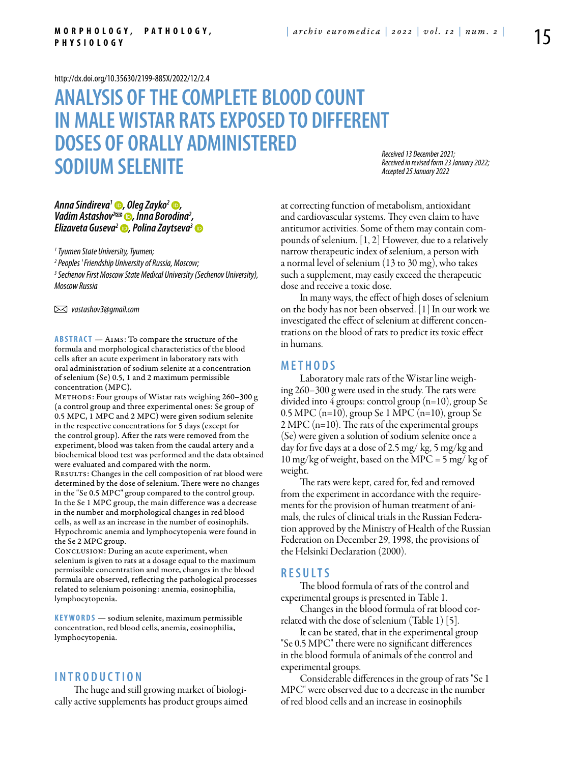http://dx.doi.org/10.35630/2199-885X/2022/12/2.4

# ANALYSIS OF THE COMPLETE BLOOD COUNT IN MALE WISTAR RATS EXPOSED TO DIFFERENT DOSES OF ORALLY ADMINISTERED SODIUM SELENITE

*Received 13 December 2021; Received in revised form 23 January 2022; Accepted 25 January 2022*

***Anna Sindireva*[1], *Oleg Zayko*[2], *Vadim Astashov*[2]✉, *Inna Borodina*[2], *Elizaveta Guseva*[2], *Polina Zaytseva*[3]**

[1] *Tyumen State University, Tyumen;*
[2] *Peoples' Friendship University of Russia, Moscow;*
[3] *Sechenov First Moscow State Medical University (Sechenov University), Moscow Russia*

✉ *vastashov3@gmail.com*

**ABSTRACT** — Aims: To compare the structure of the formula and morphological characteristics of the blood cells after an acute experiment in laboratory rats with oral administration of sodium selenite at a concentration of selenium (Se) 0.5, 1 and 2 maximum permissible concentration (MPC).
Methods: Four groups of Wistar rats weighing 260–300 g (a control group and three experimental ones: Se group of 0.5 MPC, 1 MPC and 2 MPC) were given sodium selenite in the respective concentrations for 5 days (except for the control group). After the rats were removed from the experiment, blood was taken from the caudal artery and a biochemical blood test was performed and the data obtained were evaluated and compared with the norm.
Results: Changes in the cell composition of rat blood were determined by the dose of selenium. There were no changes in the "Se 0.5 MPC" group compared to the control group. In the Se 1 MPC group, the main difference was a decrease in the number and morphological changes in red blood cells, as well as an increase in the number of eosinophils. Hypochromic anemia and lymphocytopenia were found in the Se 2 MPC group.
Conclusion: During an acute experiment, when selenium is given to rats at a dosage equal to the maximum permissible concentration and more, changes in the blood formula are observed, reflecting the pathological processes related to selenium poisoning: anemia, eosinophilia, lymphocytopenia.

**KEYWORDS** — sodium selenite, maximum permissible concentration, red blood cells, anemia, eosinophilia, lymphocytopenia.

## INTRODUCTION

The huge and still growing market of biologically active supplements has product groups aimed at correcting function of metabolism, antioxidant and cardiovascular systems. They even claim to have antitumor activities. Some of them may contain compounds of selenium. [1, 2] However, due to a relatively narrow therapeutic index of selenium, a person with a normal level of selenium (13 to 30 mg), who takes such a supplement, may easily exceed the therapeutic dose and receive a toxic dose.

In many ways, the effect of high doses of selenium on the body has not been observed. [1] In our work we investigated the effect of selenium at different concentrations on the blood of rats to predict its toxic effect in humans.

## METHODS

Laboratory male rats of the Wistar line weighing 260–300 g were used in the study. The rats were divided into 4 groups: control group (n=10), group Se 0.5 MPC (n=10), group Se 1 MPC (n=10), group Se 2 MPC (n=10). The rats of the experimental groups (Se) were given a solution of sodium selenite once a day for five days at a dose of 2.5 mg/ kg, 5 mg/kg and 10 mg/kg of weight, based on the MPC = 5 mg/ kg of weight.

The rats were kept, cared for, fed and removed from the experiment in accordance with the requirements for the provision of human treatment of animals, the rules of clinical trials in the Russian Federation approved by the Ministry of Health of the Russian Federation on December 29, 1998, the provisions of the Helsinki Declaration (2000).

## RESULTS

The blood formula of rats of the control and experimental groups is presented in Table 1.

Changes in the blood formula of rat blood correlated with the dose of selenium (Table 1) [5].

It can be stated, that in the experimental group "Se 0.5 MPC" there were no significant differences in the blood formula of animals of the control and experimental groups.

Considerable differences in the group of rats "Se 1 MPC" were observed due to a decrease in the number of red blood cells and an increase in eosinophils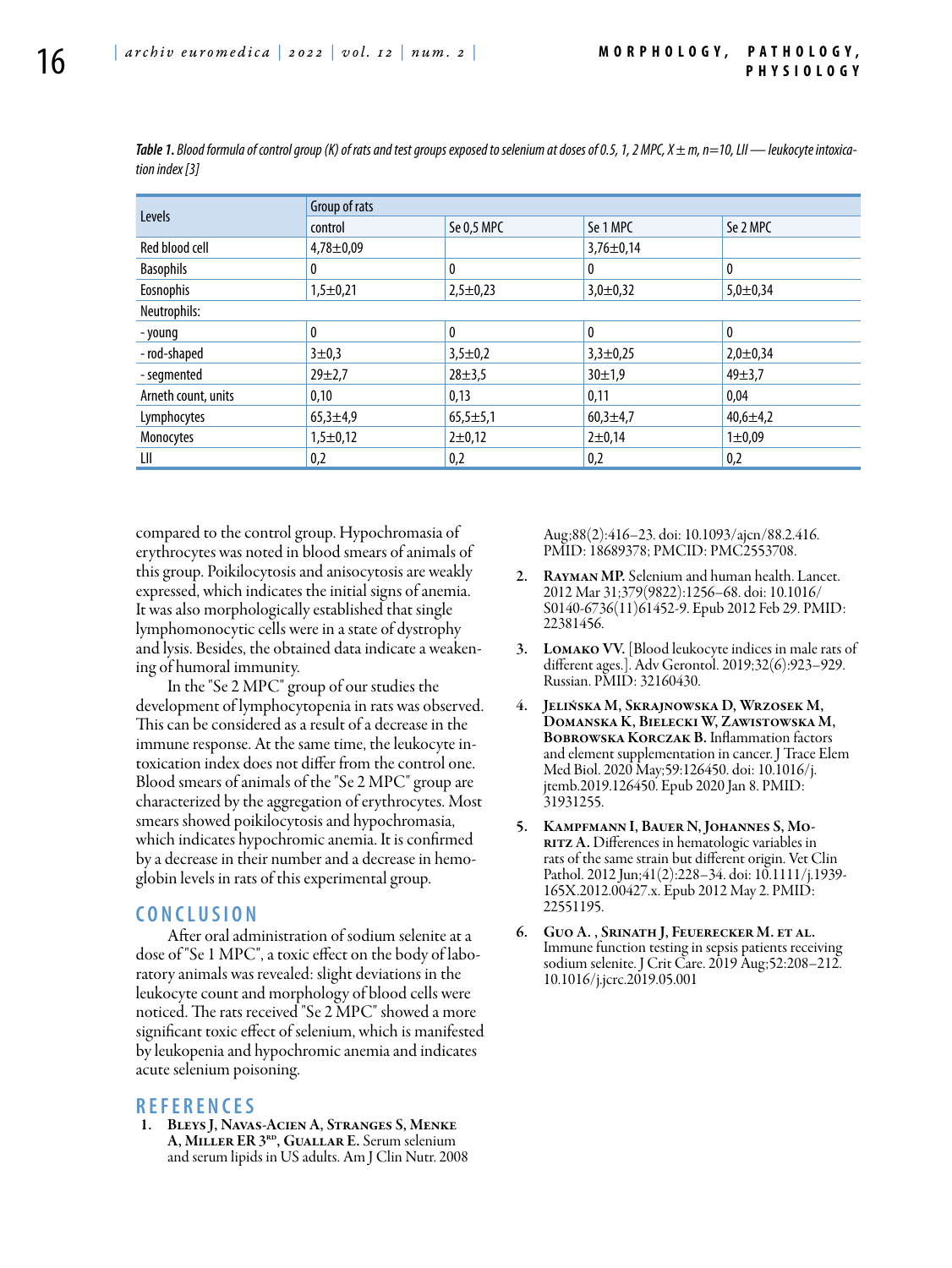*Table 1. Blood formula of control group (K) of rats and test groups exposed to selenium at doses of 0.5, 1, 2 MPC, X ± m, n=10, LII — leukocyte intoxication index [3]*

| Levels | Group of rats | | | |
|---|---|---|---|---|
| | control | Se 0,5 MPC | Se 1 MPC | Se 2 MPC |
| Red blood cell | 4,78±0,09 | | 3,76±0,14 | |
| Basophils | 0 | 0 | 0 | 0 |
| Eosnophis | 1,5±0,21 | 2,5±0,23 | 3,0±0,32 | 5,0±0,34 |
| Neutrophils: | | | | |
| - young | 0 | 0 | 0 | 0 |
| - rod-shaped | 3±0,3 | 3,5±0,2 | 3,3±0,25 | 2,0±0,34 |
| - segmented | 29±2,7 | 28±3,5 | 30±1,9 | 49±3,7 |
| Arneth count, units | 0,10 | 0,13 | 0,11 | 0,04 |
| Lymphocytes | 65,3±4,9 | 65,5±5,1 | 60,3±4,7 | 40,6±4,2 |
| Monocytes | 1,5±0,12 | 2±0,12 | 2±0,14 | 1±0,09 |
| LII | 0,2 | 0,2 | 0,2 | 0,2 |

compared to the control group. Hypochromasia of erythrocytes was noted in blood smears of animals of this group. Poikilocytosis and anisocytosis are weakly expressed, which indicates the initial signs of anemia. It was also morphologically established that single lymphomonocytic cells were in a state of dystrophy and lysis. Besides, the obtained data indicate a weakening of humoral immunity.

In the "Se 2 MPC" group of our studies the development of lymphocytopenia in rats was observed. This can be considered as a result of a decrease in the immune response. At the same time, the leukocyte intoxication index does not differ from the control one. Blood smears of animals of the "Se 2 MPC" group are characterized by the aggregation of erythrocytes. Most smears showed poikilocytosis and hypochromasia, which indicates hypochromic anemia. It is confirmed by a decrease in their number and a decrease in hemoglobin levels in rats of this experimental group.

## CONCLUSION

After oral administration of sodium selenite at a dose of "Se 1 MPC", a toxic effect on the body of laboratory animals was revealed: slight deviations in the leukocyte count and morphology of blood cells were noticed. The rats received "Se 2 MPC" showed a more significant toxic effect of selenium, which is manifested by leukopenia and hypochromic anemia and indicates acute selenium poisoning.

## REFERENCES

1. **Bleys J, Navas-Acien A, Stranges S, Menke A, Miller ER 3rd, Guallar E.** Serum selenium and serum lipids in US adults. Am J Clin Nutr. 2008 Aug;88(2):416–23. doi: 10.1093/ajcn/88.2.416. PMID: 18689378; PMCID: PMC2553708.
2. **Rayman MP.** Selenium and human health. Lancet. 2012 Mar 31;379(9822):1256–68. doi: 10.1016/S0140-6736(11)61452-9. Epub 2012 Feb 29. PMID: 22381456.
3. **Lomako VV.** [Blood leukocyte indices in male rats of different ages.]. Adv Gerontol. 2019;32(6):923–929. Russian. PMID: 32160430.
4. **Jelińska M, Skrajnowska D, Wrzosek M, Domanska K, Bielecki W, Zawistowska M, Bobrowska Korczak B.** Inflammation factors and element supplementation in cancer. J Trace Elem Med Biol. 2020 May;59:126450. doi: 10.1016/j.jtemb.2019.126450. Epub 2020 Jan 8. PMID: 31931255.
5. **Kampfmann I, Bauer N, Johannes S, Moritz A.** Differences in hematologic variables in rats of the same strain but different origin. Vet Clin Pathol. 2012 Jun;41(2):228–34. doi: 10.1111/j.1939-165X.2012.00427.x. Epub 2012 May 2. PMID: 22551195.
6. **Guo A. , Srinath J, Feuerecker M. et al.** Immune function testing in sepsis patients receiving sodium selenite. J Crit Care. 2019 Aug;52:208–212. 10.1016/j.jcrc.2019.05.001